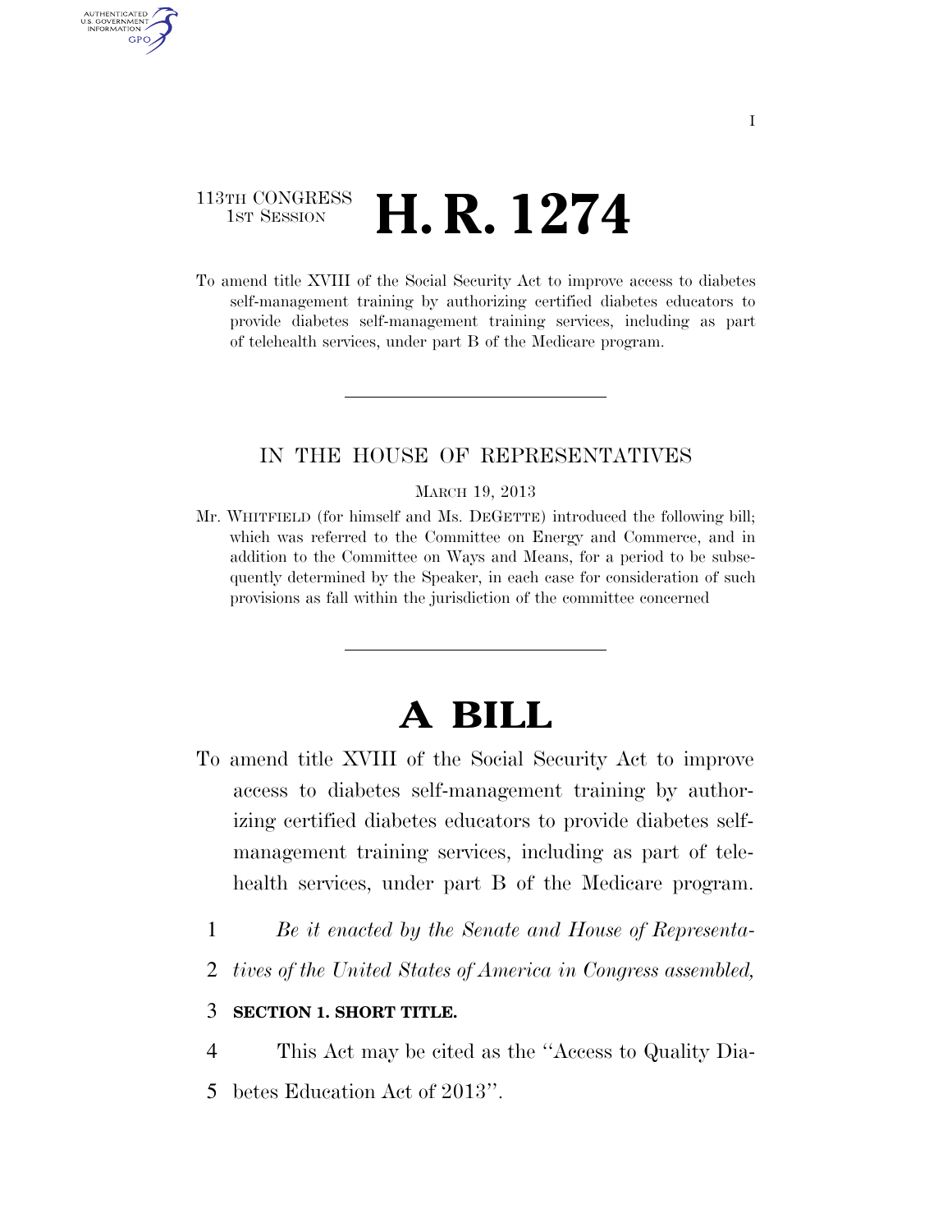113TH CONGRESS
1ST SESSION

# H. R. 1274

To amend title XVIII of the Social Security Act to improve access to diabetes self-management training by authorizing certified diabetes educators to provide diabetes self-management training services, including as part of telehealth services, under part B of the Medicare program.

IN THE HOUSE OF REPRESENTATIVES

MARCH 19, 2013

Mr. WHITFIELD (for himself and Ms. DEGETTE) introduced the following bill; which was referred to the Committee on Energy and Commerce, and in addition to the Committee on Ways and Means, for a period to be subsequently determined by the Speaker, in each case for consideration of such provisions as fall within the jurisdiction of the committee concerned

# A BILL

To amend title XVIII of the Social Security Act to improve access to diabetes self-management training by authorizing certified diabetes educators to provide diabetes self-management training services, including as part of telehealth services, under part B of the Medicare program.

1 *Be it enacted by the Senate and House of Representa-*
2 *tives of the United States of America in Congress assembled,*

3 **SECTION 1. SHORT TITLE.**

4 This Act may be cited as the "Access to Quality Dia-
5 betes Education Act of 2013".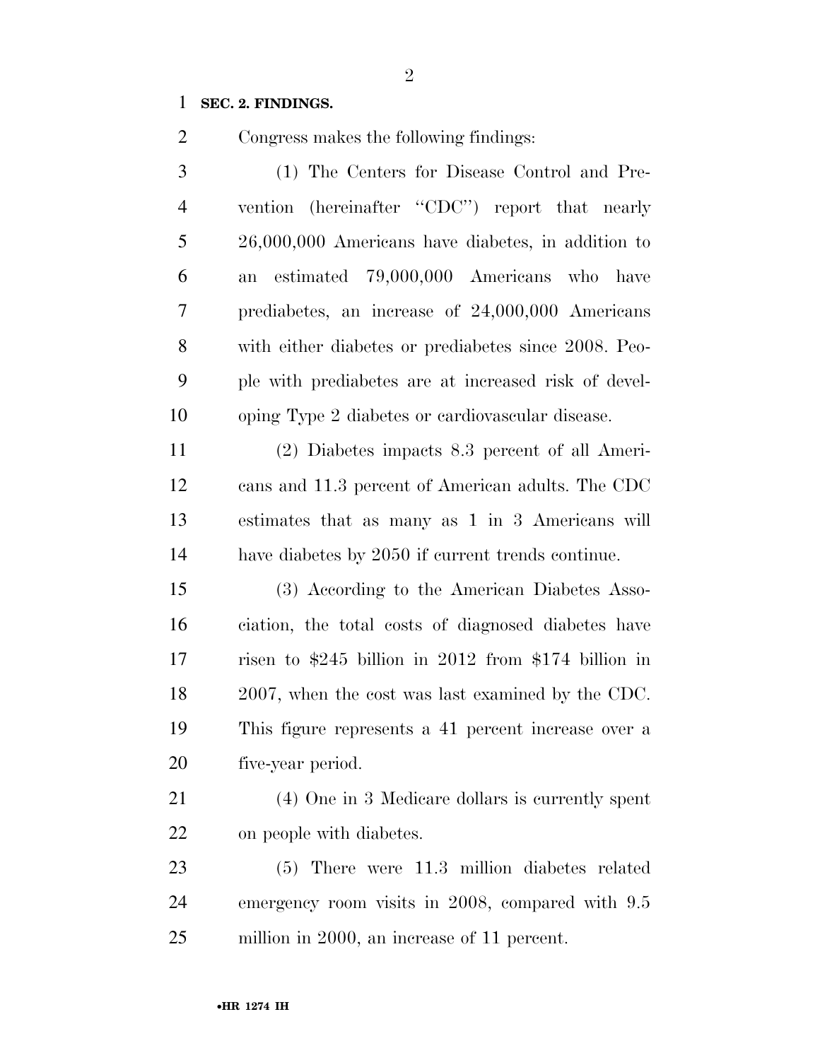**SEC. 2. FINDINGS.**

Congress makes the following findings:

(1) The Centers for Disease Control and Prevention (hereinafter ''CDC'') report that nearly 26,000,000 Americans have diabetes, in addition to an estimated 79,000,000 Americans who have prediabetes, an increase of 24,000,000 Americans with either diabetes or prediabetes since 2008. People with prediabetes are at increased risk of developing Type 2 diabetes or cardiovascular disease.

(2) Diabetes impacts 8.3 percent of all Americans and 11.3 percent of American adults. The CDC estimates that as many as 1 in 3 Americans will have diabetes by 2050 if current trends continue.

(3) According to the American Diabetes Association, the total costs of diagnosed diabetes have risen to $245 billion in 2012 from $174 billion in 2007, when the cost was last examined by the CDC. This figure represents a 41 percent increase over a five-year period.

(4) One in 3 Medicare dollars is currently spent on people with diabetes.

(5) There were 11.3 million diabetes related emergency room visits in 2008, compared with 9.5 million in 2000, an increase of 11 percent.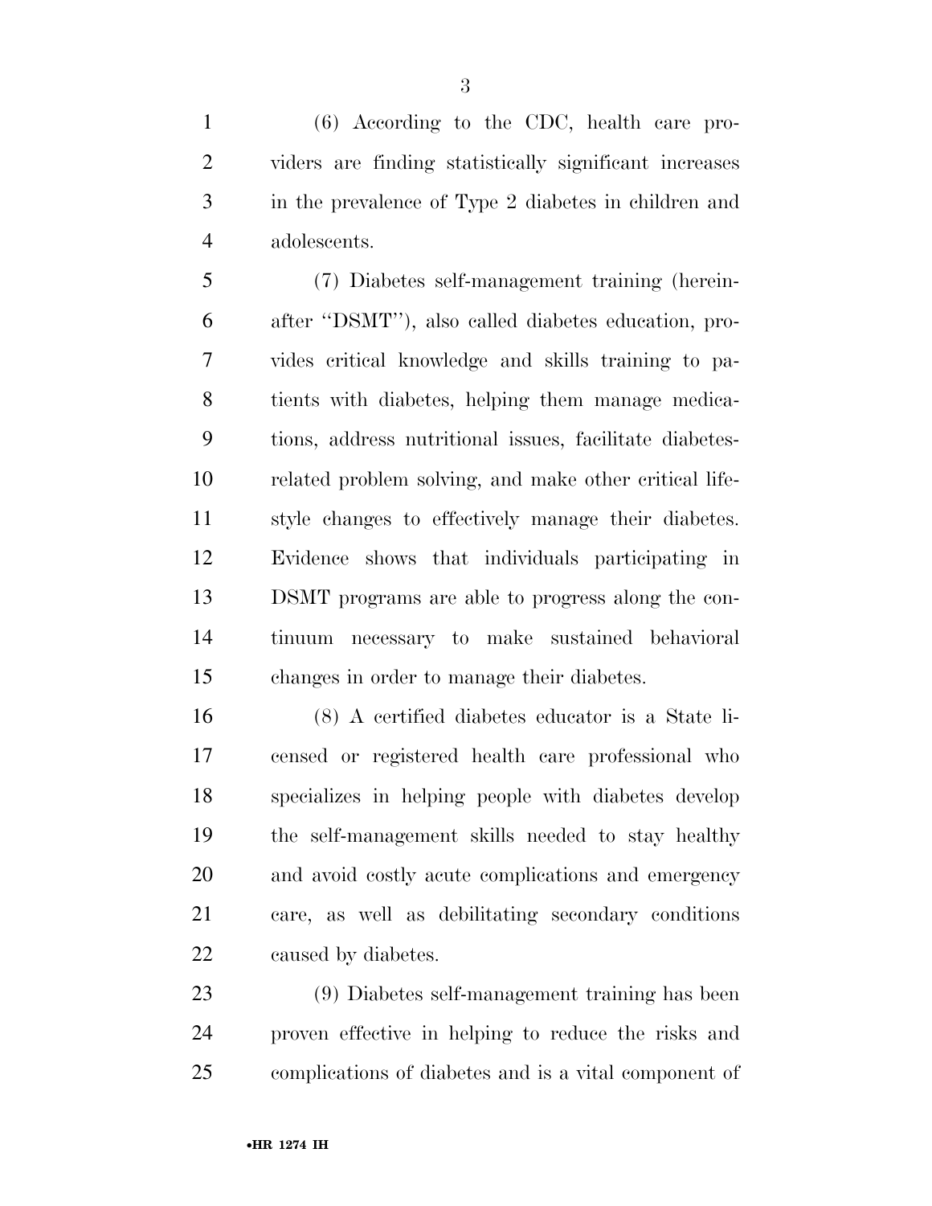(6) According to the CDC, health care providers are finding statistically significant increases in the prevalence of Type 2 diabetes in children and adolescents.

(7) Diabetes self-management training (hereinafter "DSMT"), also called diabetes education, provides critical knowledge and skills training to patients with diabetes, helping them manage medications, address nutritional issues, facilitate diabetes-related problem solving, and make other critical lifestyle changes to effectively manage their diabetes. Evidence shows that individuals participating in DSMT programs are able to progress along the continuum necessary to make sustained behavioral changes in order to manage their diabetes.

(8) A certified diabetes educator is a State licensed or registered health care professional who specializes in helping people with diabetes develop the self-management skills needed to stay healthy and avoid costly acute complications and emergency care, as well as debilitating secondary conditions caused by diabetes.

(9) Diabetes self-management training has been proven effective in helping to reduce the risks and complications of diabetes and is a vital component of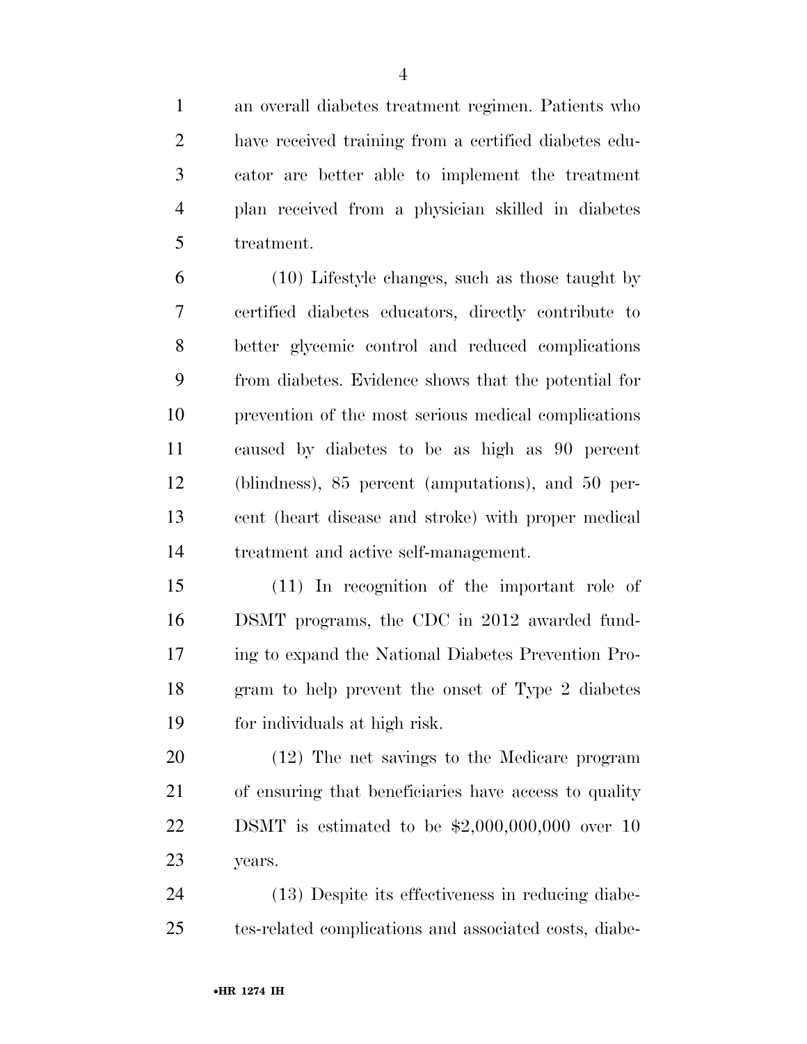an overall diabetes treatment regimen. Patients who have received training from a certified diabetes educator are better able to implement the treatment plan received from a physician skilled in diabetes treatment.

(10) Lifestyle changes, such as those taught by certified diabetes educators, directly contribute to better glycemic control and reduced complications from diabetes. Evidence shows that the potential for prevention of the most serious medical complications caused by diabetes to be as high as 90 percent (blindness), 85 percent (amputations), and 50 percent (heart disease and stroke) with proper medical treatment and active self-management.

(11) In recognition of the important role of DSMT programs, the CDC in 2012 awarded funding to expand the National Diabetes Prevention Program to help prevent the onset of Type 2 diabetes for individuals at high risk.

(12) The net savings to the Medicare program of ensuring that beneficiaries have access to quality DSMT is estimated to be $2,000,000,000 over 10 years.

(13) Despite its effectiveness in reducing diabetes-related complications and associated costs, diabe-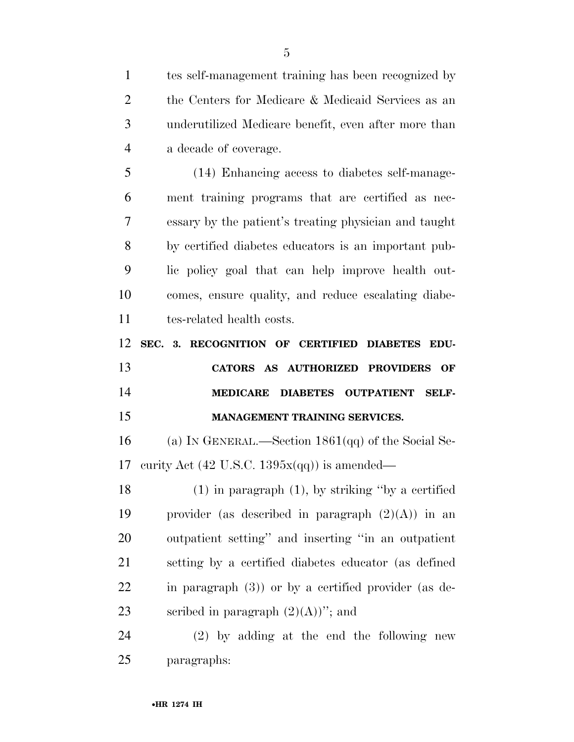tes self-management training has been recognized by the Centers for Medicare & Medicaid Services as an underutilized Medicare benefit, even after more than a decade of coverage.

(14) Enhancing access to diabetes self-management training programs that are certified as necessary by the patient's treating physician and taught by certified diabetes educators is an important public policy goal that can help improve health outcomes, ensure quality, and reduce escalating diabetes-related health costs.

**SEC. 3. RECOGNITION OF CERTIFIED DIABETES EDUCATORS AS AUTHORIZED PROVIDERS OF MEDICARE DIABETES OUTPATIENT SELF-MANAGEMENT TRAINING SERVICES.**

(a) IN GENERAL.—Section 1861(qq) of the Social Security Act (42 U.S.C. 1395x(qq)) is amended—

(1) in paragraph (1), by striking "by a certified provider (as described in paragraph (2)(A)) in an outpatient setting" and inserting "in an outpatient setting by a certified diabetes educator (as defined in paragraph (3)) or by a certified provider (as described in paragraph (2)(A))"; and

(2) by adding at the end the following new paragraphs: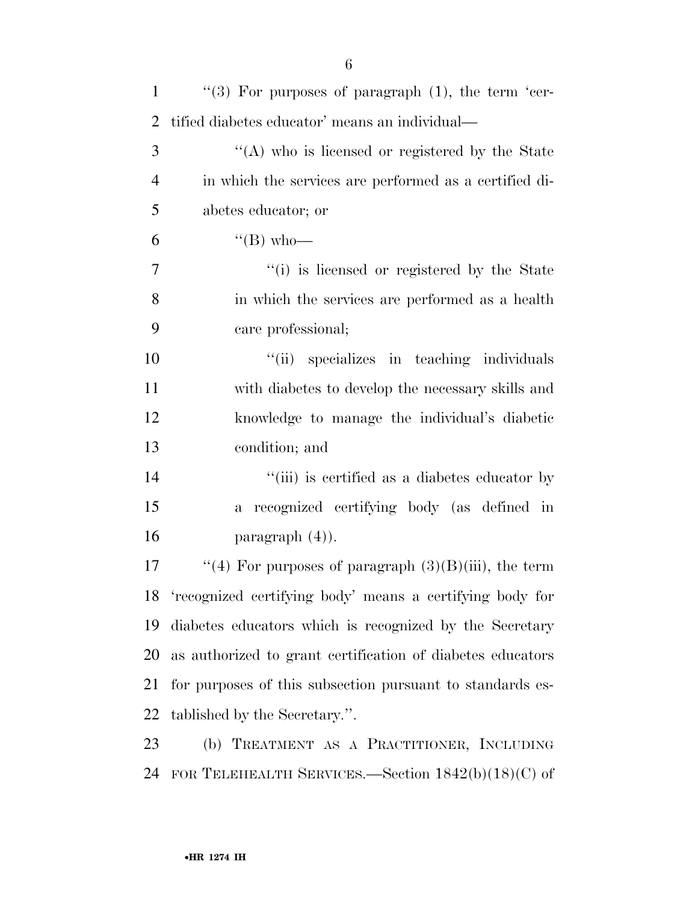"(3) For purposes of paragraph (1), the term 'certified diabetes educator' means an individual—

"(A) who is licensed or registered by the State in which the services are performed as a certified diabetes educator; or

"(B) who—

"(i) is licensed or registered by the State in which the services are performed as a health care professional;

"(ii) specializes in teaching individuals with diabetes to develop the necessary skills and knowledge to manage the individual's diabetic condition; and

"(iii) is certified as a diabetes educator by a recognized certifying body (as defined in paragraph (4)).

"(4) For purposes of paragraph (3)(B)(iii), the term 'recognized certifying body' means a certifying body for diabetes educators which is recognized by the Secretary as authorized to grant certification of diabetes educators for purposes of this subsection pursuant to standards established by the Secretary.".

(b) TREATMENT AS A PRACTITIONER, INCLUDING FOR TELEHEALTH SERVICES.—Section 1842(b)(18)(C) of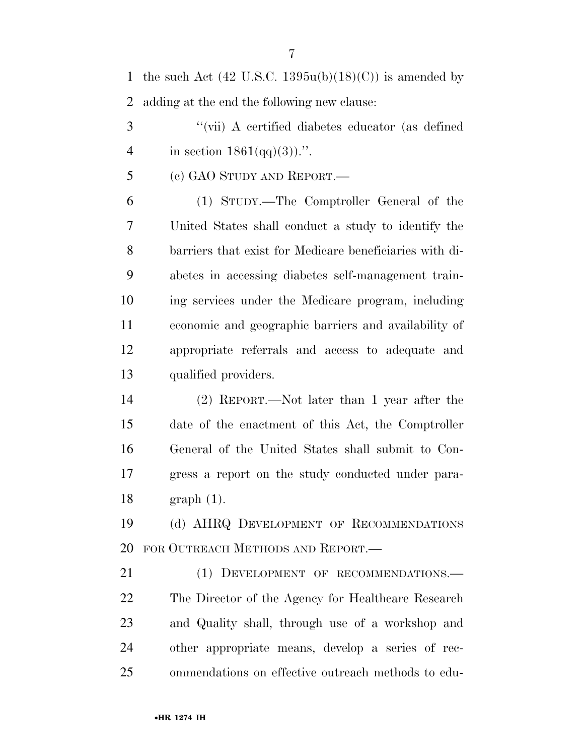the such Act (42 U.S.C. 1395u(b)(18)(C)) is amended by adding at the end the following new clause:

> "(vii) A certified diabetes educator (as defined in section 1861(qq)(3)).".

(c) GAO STUDY AND REPORT.—

> (1) STUDY.—The Comptroller General of the United States shall conduct a study to identify the barriers that exist for Medicare beneficiaries with diabetes in accessing diabetes self-management training services under the Medicare program, including economic and geographic barriers and availability of appropriate referrals and access to adequate and qualified providers.
>
> (2) REPORT.—Not later than 1 year after the date of the enactment of this Act, the Comptroller General of the United States shall submit to Congress a report on the study conducted under paragraph (1).

(d) AHRQ DEVELOPMENT OF RECOMMENDATIONS FOR OUTREACH METHODS AND REPORT.—

> (1) DEVELOPMENT OF RECOMMENDATIONS.— The Director of the Agency for Healthcare Research and Quality shall, through use of a workshop and other appropriate means, develop a series of recommendations on effective outreach methods to edu-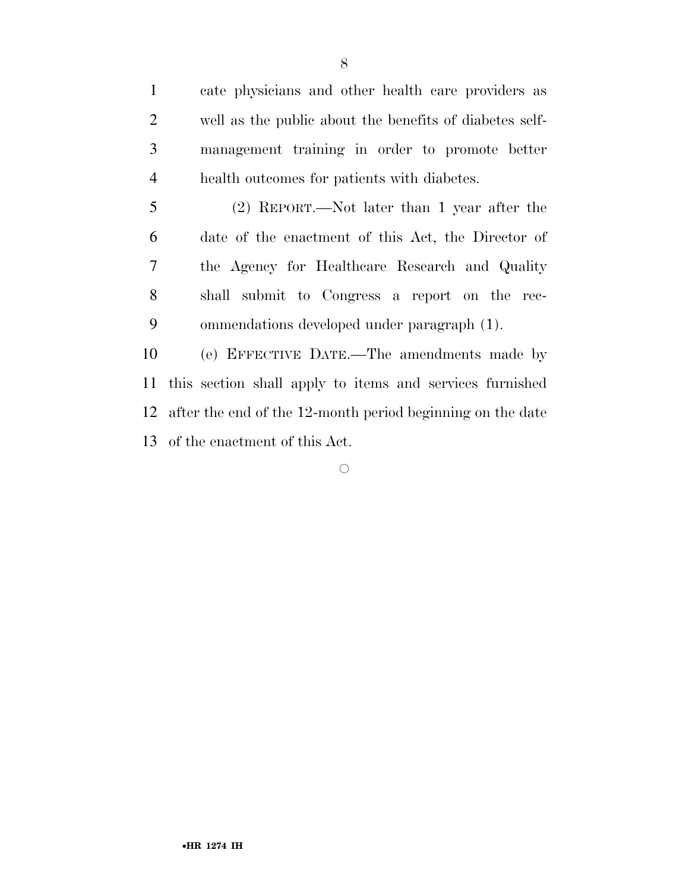cate physicians and other health care providers as well as the public about the benefits of diabetes self-management training in order to promote better health outcomes for patients with diabetes.

(2) REPORT.—Not later than 1 year after the date of the enactment of this Act, the Director of the Agency for Healthcare Research and Quality shall submit to Congress a report on the recommendations developed under paragraph (1).

(e) EFFECTIVE DATE.—The amendments made by this section shall apply to items and services furnished after the end of the 12-month period beginning on the date of the enactment of this Act.

○